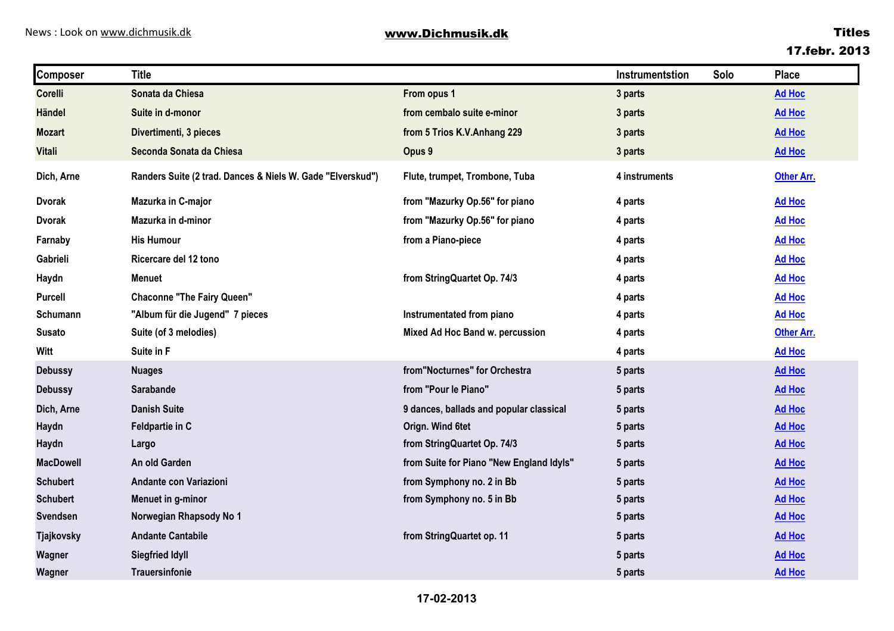News : Look on www.dichmusik.dk

**www.Dichmusik.dk**

**Titles**
**17.febr. 2013**

| Composer | Title | | Instrumentstion | Solo | Place |
|---|---|---|---|---|---|
| Corelli | Sonata da Chiesa | From opus 1 | 3 parts | | Ad Hoc |
| Händel | Suite in d-monor | from cembalo suite e-minor | 3 parts | | Ad Hoc |
| Mozart | Divertimenti, 3 pieces | from 5 Trios K.V.Anhang 229 | 3 parts | | Ad Hoc |
| Vitali | Seconda Sonata da Chiesa | Opus 9 | 3 parts | | Ad Hoc |
| Dich, Arne | Randers Suite (2 trad. Dances & Niels W. Gade "Elverskud") | Flute, trumpet, Trombone, Tuba | 4 instruments | | Other Arr. |
| Dvorak | Mazurka in C-major | from "Mazurky Op.56" for piano | 4 parts | | Ad Hoc |
| Dvorak | Mazurka in d-minor | from "Mazurky Op.56" for piano | 4 parts | | Ad Hoc |
| Farnaby | His Humour | from a Piano-piece | 4 parts | | Ad Hoc |
| Gabrieli | Ricercare del 12 tono | | 4 parts | | Ad Hoc |
| Haydn | Menuet | from StringQuartet Op. 74/3 | 4 parts | | Ad Hoc |
| Purcell | Chaconne "The Fairy Queen" | | 4 parts | | Ad Hoc |
| Schumann | "Album für die Jugend" 7 pieces | Instrumentated from piano | 4 parts | | Ad Hoc |
| Susato | Suite (of 3 melodies) | Mixed Ad Hoc Band w. percussion | 4 parts | | Other Arr. |
| Witt | Suite in F | | 4 parts | | Ad Hoc |
| Debussy | Nuages | from"Nocturnes" for Orchestra | 5 parts | | Ad Hoc |
| Debussy | Sarabande | from "Pour le Piano" | 5 parts | | Ad Hoc |
| Dich, Arne | Danish Suite | 9 dances, ballads and popular classical | 5 parts | | Ad Hoc |
| Haydn | Feldpartie in C | Orign. Wind 6tet | 5 parts | | Ad Hoc |
| Haydn | Largo | from StringQuartet Op. 74/3 | 5 parts | | Ad Hoc |
| MacDowell | An old Garden | from Suite for Piano "New England Idyls" | 5 parts | | Ad Hoc |
| Schubert | Andante con Variazioni | from Symphony no. 2 in Bb | 5 parts | | Ad Hoc |
| Schubert | Menuet in g-minor | from Symphony no. 5 in Bb | 5 parts | | Ad Hoc |
| Svendsen | Norwegian Rhapsody No 1 | | 5 parts | | Ad Hoc |
| Tjajkovsky | Andante Cantabile | from StringQuartet op. 11 | 5 parts | | Ad Hoc |
| Wagner | Siegfried Idyll | | 5 parts | | Ad Hoc |
| Wagner | Trauersinfonie | | 5 parts | | Ad Hoc |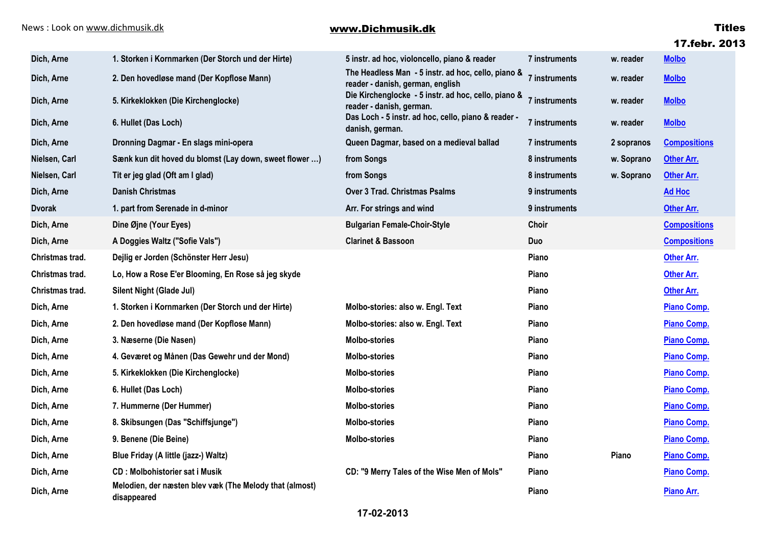| | | | | | |
|---|---|---|---|---|---|
| Dich, Arne | 1. Storken i Kornmarken (Der Storch und der Hirte) | 5 instr. ad hoc, violoncello, piano & reader | 7 instruments | w. reader | Molbo |
| Dich, Arne | 2. Den hovedløse mand (Der Kopflose Mann) | The Headless Man - 5 instr. ad hoc, cello, piano & reader - danish, german, english | 7 instruments | w. reader | Molbo |
| Dich, Arne | 5. Kirkeklokken (Die Kirchenglocke) | Die Kirchenglocke - 5 instr. ad hoc, cello, piano & reader - danish, german. | 7 instruments | w. reader | Molbo |
| Dich, Arne | 6. Hullet (Das Loch) | Das Loch - 5 instr. ad hoc, cello, piano & reader - danish, german. | 7 instruments | w. reader | Molbo |
| Dich, Arne | Dronning Dagmar - En slags mini-opera | Queen Dagmar, based on a medieval ballad | 7 instruments | 2 sopranos | Compositions |
| Nielsen, Carl | Sænk kun dit hoved du blomst (Lay down, sweet flower …) | from Songs | 8 instruments | w. Soprano | Other Arr. |
| Nielsen, Carl | Tit er jeg glad (Oft am I glad) | from Songs | 8 instruments | w. Soprano | Other Arr. |
| Dich, Arne | Danish Christmas | Over 3 Trad. Christmas Psalms | 9 instruments | | Ad Hoc |
| Dvorak | 1. part from Serenade in d-minor | Arr. For strings and wind | 9 instruments | | Other Arr. |
| Dich, Arne | Dine Øjne (Your Eyes) | Bulgarian Female-Choir-Style | Choir | | Compositions |
| Dich, Arne | A Doggies Waltz ("Sofie Vals") | Clarinet & Bassoon | Duo | | Compositions |
| Christmas trad. | Dejlig er Jorden (Schönster Herr Jesu) | | Piano | | Other Arr. |
| Christmas trad. | Lo, How a Rose E'er Blooming, En Rose så jeg skyde | | Piano | | Other Arr. |
| Christmas trad. | Silent Night (Glade Jul) | | Piano | | Other Arr. |
| Dich, Arne | 1. Storken i Kornmarken (Der Storch und der Hirte) | Molbo-stories: also w. Engl. Text | Piano | | Piano Comp. |
| Dich, Arne | 2. Den hovedløse mand (Der Kopflose Mann) | Molbo-stories: also w. Engl. Text | Piano | | Piano Comp. |
| Dich, Arne | 3. Næserne (Die Nasen) | Molbo-stories | Piano | | Piano Comp. |
| Dich, Arne | 4. Geværet og Månen (Das Gewehr und der Mond) | Molbo-stories | Piano | | Piano Comp. |
| Dich, Arne | 5. Kirkeklokken (Die Kirchenglocke) | Molbo-stories | Piano | | Piano Comp. |
| Dich, Arne | 6. Hullet (Das Loch) | Molbo-stories | Piano | | Piano Comp. |
| Dich, Arne | 7. Hummerne (Der Hummer) | Molbo-stories | Piano | | Piano Comp. |
| Dich, Arne | 8. Skibsungen (Das "Schiffsjunge") | Molbo-stories | Piano | | Piano Comp. |
| Dich, Arne | 9. Benene (Die Beine) | Molbo-stories | Piano | | Piano Comp. |
| Dich, Arne | Blue Friday (A little (jazz-) Waltz) | | Piano | Piano | Piano Comp. |
| Dich, Arne | CD : Molbohistorier sat i Musik | CD: "9 Merry Tales of the Wise Men of Mols" | Piano | | Piano Comp. |
| Dich, Arne | Melodien, der næsten blev væk (The Melody that (almost) disappeared | | Piano | | Piano Arr. |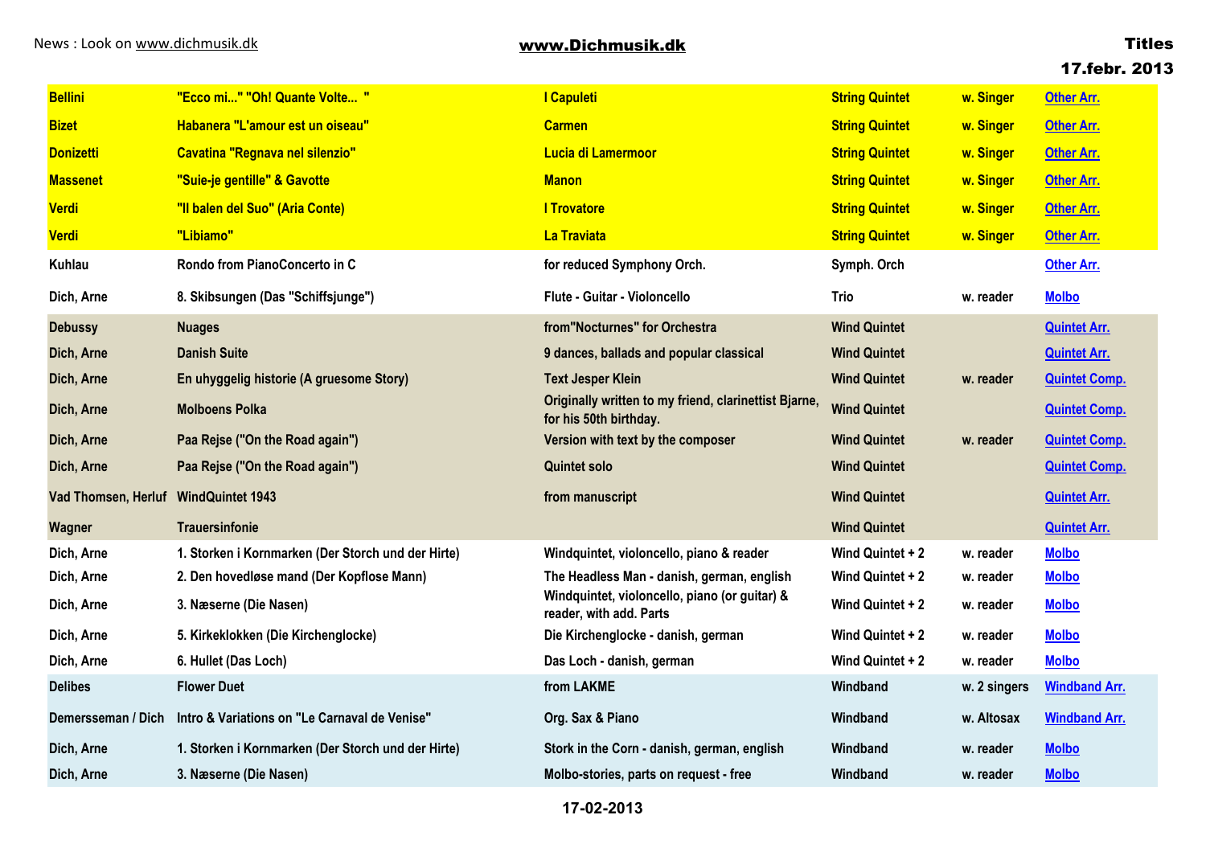| | | | | | |
|---|---|---|---|---|---|
| **Bellini** | **"Ecco mi..." "Oh! Quante Volte... "** | **I Capuleti** | **String Quintet** | **w. Singer** | **Other Arr.** |
| **Bizet** | **Habanera "L'amour est un oiseau"** | **Carmen** | **String Quintet** | **w. Singer** | **Other Arr.** |
| **Donizetti** | **Cavatina "Regnava nel silenzio"** | **Lucia di Lamermoor** | **String Quintet** | **w. Singer** | **Other Arr.** |
| **Massenet** | **"Suie-je gentille" & Gavotte** | **Manon** | **String Quintet** | **w. Singer** | **Other Arr.** |
| **Verdi** | **"Il balen del Suo" (Aria Conte)** | **I Trovatore** | **String Quintet** | **w. Singer** | **Other Arr.** |
| **Verdi** | **"Libiamo"** | **La Traviata** | **String Quintet** | **w. Singer** | **Other Arr.** |
| Kuhlau | Rondo from PianoConcerto in C | for reduced Symphony Orch. | Symph. Orch | | Other Arr. |
| Dich, Arne | 8. Skibsungen (Das "Schiffsjunge") | Flute - Guitar - Violoncello | Trio | w. reader | Molbo |
| Debussy | Nuages | from"Nocturnes" for Orchestra | Wind Quintet | | Quintet Arr. |
| Dich, Arne | Danish Suite | 9 dances, ballads and popular classical | Wind Quintet | | Quintet Arr. |
| Dich, Arne | En uhyggelig historie (A gruesome Story) | Text Jesper Klein | Wind Quintet | w. reader | Quintet Comp. |
| Dich, Arne | Molboens Polka | Originally written to my friend, clarinettist Bjarne, for his 50th birthday. | Wind Quintet | | Quintet Comp. |
| Dich, Arne | Paa Rejse ("On the Road again") | Version with text by the composer | Wind Quintet | w. reader | Quintet Comp. |
| Dich, Arne | Paa Rejse ("On the Road again") | Quintet solo | Wind Quintet | | Quintet Comp. |
| Vad Thomsen, Herluf | WindQuintet 1943 | from manuscript | Wind Quintet | | Quintet Arr. |
| Wagner | Trauersinfonie | | Wind Quintet | | Quintet Arr. |
| Dich, Arne | 1. Storken i Kornmarken (Der Storch und der Hirte) | Windquintet, violoncello, piano & reader | Wind Quintet + 2 | w. reader | Molbo |
| Dich, Arne | 2. Den hovedløse mand (Der Kopflose Mann) | The Headless Man - danish, german, english | Wind Quintet + 2 | w. reader | Molbo |
| Dich, Arne | 3. Næserne (Die Nasen) | Windquintet, violoncello, piano (or guitar) & reader, with add. Parts | Wind Quintet + 2 | w. reader | Molbo |
| Dich, Arne | 5. Kirkeklokken (Die Kirchenglocke) | Die Kirchenglocke - danish, german | Wind Quintet + 2 | w. reader | Molbo |
| Dich, Arne | 6. Hullet (Das Loch) | Das Loch - danish, german | Wind Quintet + 2 | w. reader | Molbo |
| Delibes | Flower Duet | from LAKME | Windband | w. 2 singers | Windband Arr. |
| Demersseman / Dich | Intro & Variations on "Le Carnaval de Venise" | Org. Sax & Piano | Windband | w. Altosax | Windband Arr. |
| Dich, Arne | 1. Storken i Kornmarken (Der Storch und der Hirte) | Stork in the Corn - danish, german, english | Windband | w. reader | Molbo |
| Dich, Arne | 3. Næserne (Die Nasen) | Molbo-stories, parts on request - free | Windband | w. reader | Molbo |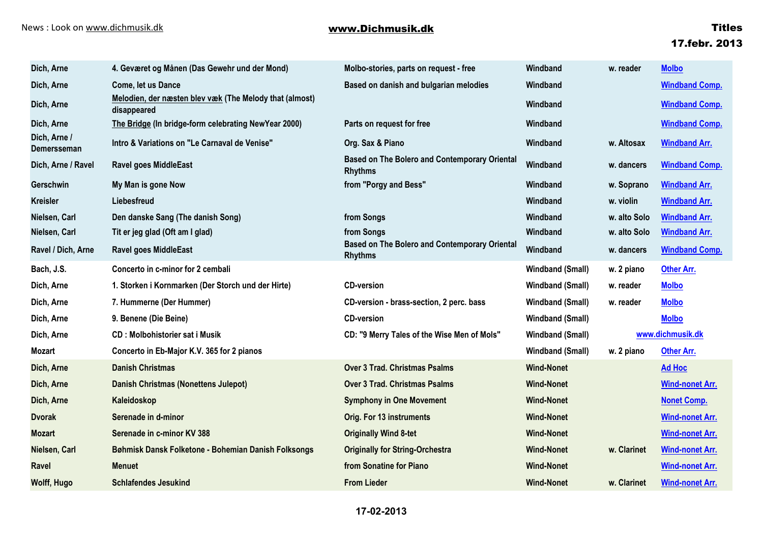| | | | | | |
|---|---|---|---|---|---|
| Dich, Arne | 4. Geværet og Månen (Das Gewehr und der Mond) | Molbo-stories, parts on request - free | Windband | w. reader | Molbo |
| Dich, Arne | Come, let us Dance | Based on danish and bulgarian melodies | Windband | | Windband Comp. |
| Dich, Arne | Melodien, der næsten blev væk (The Melody that (almost) disappeared | | Windband | | Windband Comp. |
| Dich, Arne | The Bridge (In bridge-form celebrating NewYear 2000) | Parts on request for free | Windband | | Windband Comp. |
| Dich, Arne / Demersseman | Intro & Variations on "Le Carnaval de Venise" | Org. Sax & Piano | Windband | w. Altosax | Windband Arr. |
| Dich, Arne / Ravel | Ravel goes MiddleEast | Based on The Bolero and Contemporary Oriental Rhythms | Windband | w. dancers | Windband Comp. |
| Gerschwin | My Man is gone Now | from "Porgy and Bess" | Windband | w. Soprano | Windband Arr. |
| Kreisler | Liebesfreud | | Windband | w. violin | Windband Arr. |
| Nielsen, Carl | Den danske Sang (The danish Song) | from Songs | Windband | w. alto Solo | Windband Arr. |
| Nielsen, Carl | Tit er jeg glad (Oft am I glad) | from Songs | Windband | w. alto Solo | Windband Arr. |
| Ravel / Dich, Arne | Ravel goes MiddleEast | Based on The Bolero and Contemporary Oriental Rhythms | Windband | w. dancers | Windband Comp. |
| Bach, J.S. | Concerto in c-minor for 2 cembali | | Windband (Small) | w. 2 piano | Other Arr. |
| Dich, Arne | 1. Storken i Kornmarken (Der Storch und der Hirte) | CD-version | Windband (Small) | w. reader | Molbo |
| Dich, Arne | 7. Hummerne (Der Hummer) | CD-version - brass-section, 2 perc. bass | Windband (Small) | w. reader | Molbo |
| Dich, Arne | 9. Benene (Die Beine) | CD-version | Windband (Small) | | Molbo |
| Dich, Arne | CD : Molbohistorier sat i Musik | CD: "9 Merry Tales of the Wise Men of Mols" | Windband (Small) | www.dichmusik.dk | |
| Mozart | Concerto in Eb-Major K.V. 365 for 2 pianos | | Windband (Small) | w. 2 piano | Other Arr. |
| Dich, Arne | Danish Christmas | Over 3 Trad. Christmas Psalms | Wind-Nonet | | Ad Hoc |
| Dich, Arne | Danish Christmas (Nonettens Julepot) | Over 3 Trad. Christmas Psalms | Wind-Nonet | | Wind-nonet Arr. |
| Dich, Arne | Kaleidoskop | Symphony in One Movement | Wind-Nonet | | Nonet Comp. |
| Dvorak | Serenade in d-minor | Orig. For 13 instruments | Wind-Nonet | | Wind-nonet Arr. |
| Mozart | Serenade in c-minor KV 388 | Originally Wind 8-tet | Wind-Nonet | | Wind-nonet Arr. |
| Nielsen, Carl | Bøhmisk Dansk Folketone - Bohemian Danish Folksongs | Originally for String-Orchestra | Wind-Nonet | w. Clarinet | Wind-nonet Arr. |
| Ravel | Menuet | from Sonatine for Piano | Wind-Nonet | | Wind-nonet Arr. |
| Wolff, Hugo | Schlafendes Jesukind | From Lieder | Wind-Nonet | w. Clarinet | Wind-nonet Arr. |